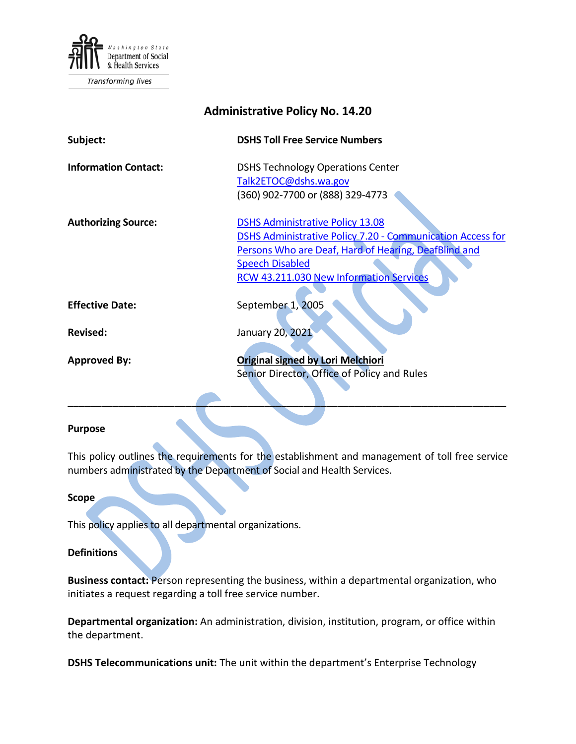Washington State Department of Social & Health Services

Transforming lives

# Administrative Policy No. 14.20

**Subject:** **DSHS Toll Free Service Numbers**

**Information Contact:** DSHS Technology Operations Center
Talk2ETOC@dshs.wa.gov
(360) 902-7700 or (888) 329-4773

**Authorizing Source:** DSHS Administrative Policy 13.08
DSHS Administrative Policy 7.20 - Communication Access for Persons Who are Deaf, Hard of Hearing, DeafBlind and Speech Disabled
RCW 43.211.030 New Information Services

**Effective Date:** September 1, 2005

**Revised:** January 20, 2021

**Approved By:** **Original signed by Lori Melchiori**
Senior Director, Office of Policy and Rules

---

## Purpose

This policy outlines the requirements for the establishment and management of toll free service numbers administrated by the Department of Social and Health Services.

## Scope

This policy applies to all departmental organizations.

## Definitions

**Business contact:** Person representing the business, within a departmental organization, who initiates a request regarding a toll free service number.

**Departmental organization:** An administration, division, institution, program, or office within the department.

**DSHS Telecommunications unit:** The unit within the department's Enterprise Technology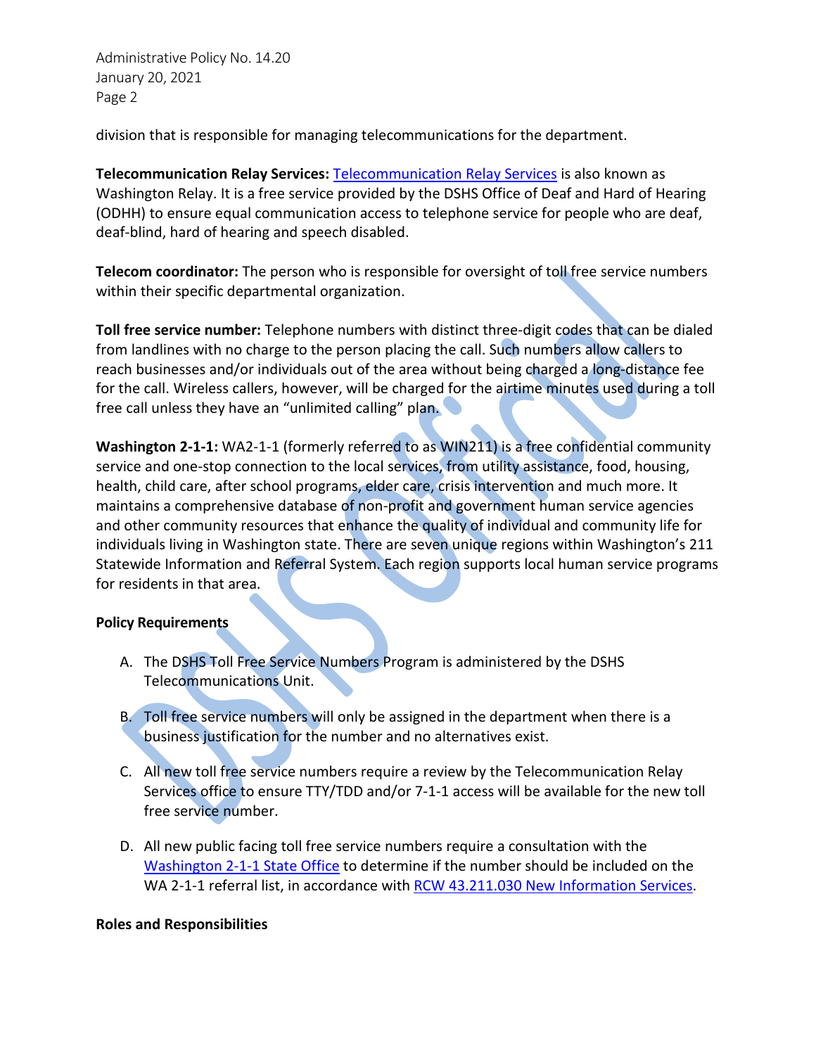division that is responsible for managing telecommunications for the department.

**Telecommunication Relay Services:** Telecommunication Relay Services is also known as Washington Relay. It is a free service provided by the DSHS Office of Deaf and Hard of Hearing (ODHH) to ensure equal communication access to telephone service for people who are deaf, deaf-blind, hard of hearing and speech disabled.

**Telecom coordinator:** The person who is responsible for oversight of toll free service numbers within their specific departmental organization.

**Toll free service number:** Telephone numbers with distinct three-digit codes that can be dialed from landlines with no charge to the person placing the call. Such numbers allow callers to reach businesses and/or individuals out of the area without being charged a long-distance fee for the call. Wireless callers, however, will be charged for the airtime minutes used during a toll free call unless they have an "unlimited calling" plan.

**Washington 2-1-1:** WA2-1-1 (formerly referred to as WIN211) is a free confidential community service and one-stop connection to the local services, from utility assistance, food, housing, health, child care, after school programs, elder care, crisis intervention and much more. It maintains a comprehensive database of non-profit and government human service agencies and other community resources that enhance the quality of individual and community life for individuals living in Washington state. There are seven unique regions within Washington's 211 Statewide Information and Referral System. Each region supports local human service programs for residents in that area.

**Policy Requirements**

A. The DSHS Toll Free Service Numbers Program is administered by the DSHS Telecommunications Unit.

B. Toll free service numbers will only be assigned in the department when there is a business justification for the number and no alternatives exist.

C. All new toll free service numbers require a review by the Telecommunication Relay Services office to ensure TTY/TDD and/or 7-1-1 access will be available for the new toll free service number.

D. All new public facing toll free service numbers require a consultation with the Washington 2-1-1 State Office to determine if the number should be included on the WA 2-1-1 referral list, in accordance with RCW 43.211.030 New Information Services.

**Roles and Responsibilities**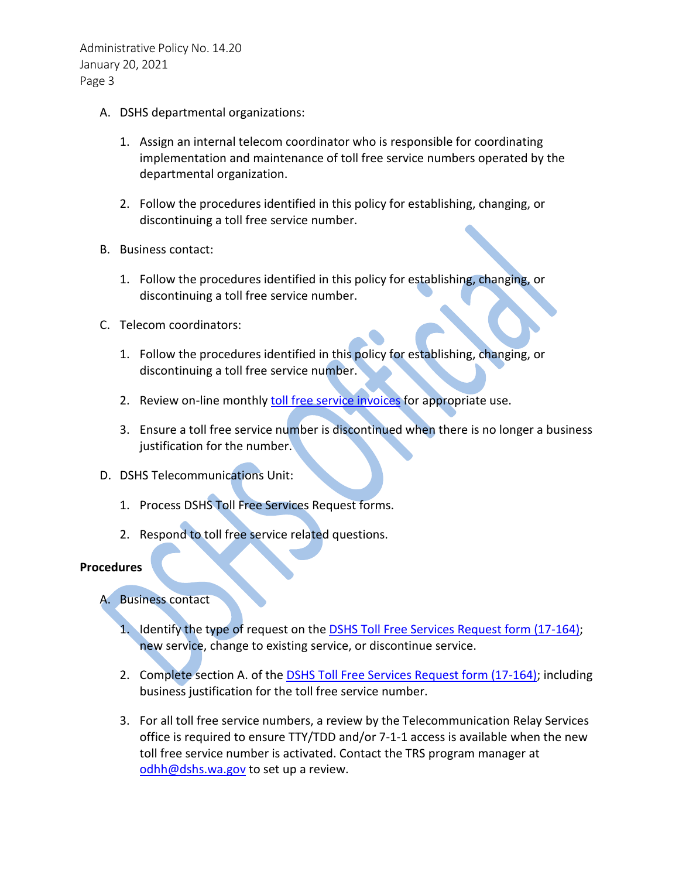A. DSHS departmental organizations:

   1. Assign an internal telecom coordinator who is responsible for coordinating implementation and maintenance of toll free service numbers operated by the departmental organization.

   2. Follow the procedures identified in this policy for establishing, changing, or discontinuing a toll free service number.

B. Business contact:

   1. Follow the procedures identified in this policy for establishing, changing, or discontinuing a toll free service number.

C. Telecom coordinators:

   1. Follow the procedures identified in this policy for establishing, changing, or discontinuing a toll free service number.

   2. Review on-line monthly toll free service invoices for appropriate use.

   3. Ensure a toll free service number is discontinued when there is no longer a business justification for the number.

D. DSHS Telecommunications Unit:

   1. Process DSHS Toll Free Services Request forms.

   2. Respond to toll free service related questions.

**Procedures**

A. Business contact

   1. Identify the type of request on the DSHS Toll Free Services Request form (17-164); new service, change to existing service, or discontinue service.

   2. Complete section A. of the DSHS Toll Free Services Request form (17-164); including business justification for the toll free service number.

   3. For all toll free service numbers, a review by the Telecommunication Relay Services office is required to ensure TTY/TDD and/or 7-1-1 access is available when the new toll free service number is activated. Contact the TRS program manager at odhh@dshs.wa.gov to set up a review.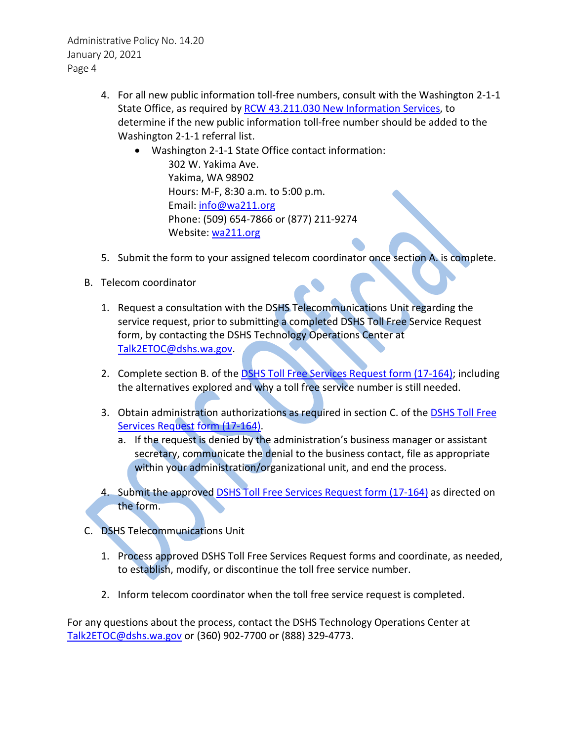4. For all new public information toll-free numbers, consult with the Washington 2-1-1 State Office, as required by [RCW 43.211.030 New Information Services](), to determine if the new public information toll-free number should be added to the Washington 2-1-1 referral list.
   - Washington 2-1-1 State Office contact information:
     302 W. Yakima Ave.
     Yakima, WA 98902
     Hours: M-F, 8:30 a.m. to 5:00 p.m.
     Email: info@wa211.org
     Phone: (509) 654-7866 or (877) 211-9274
     Website: wa211.org

5. Submit the form to your assigned telecom coordinator once section A. is complete.

B. Telecom coordinator

1. Request a consultation with the DSHS Telecommunications Unit regarding the service request, prior to submitting a completed DSHS Toll Free Service Request form, by contacting the DSHS Technology Operations Center at Talk2ETOC@dshs.wa.gov.

2. Complete section B. of the DSHS Toll Free Services Request form (17-164); including the alternatives explored and why a toll free service number is still needed.

3. Obtain administration authorizations as required in section C. of the DSHS Toll Free Services Request form (17-164).
   a. If the request is denied by the administration's business manager or assistant secretary, communicate the denial to the business contact, file as appropriate within your administration/organizational unit, and end the process.

4. Submit the approved DSHS Toll Free Services Request form (17-164) as directed on the form.

C. DSHS Telecommunications Unit

1. Process approved DSHS Toll Free Services Request forms and coordinate, as needed, to establish, modify, or discontinue the toll free service number.

2. Inform telecom coordinator when the toll free service request is completed.

For any questions about the process, contact the DSHS Technology Operations Center at Talk2ETOC@dshs.wa.gov or (360) 902-7700 or (888) 329-4773.